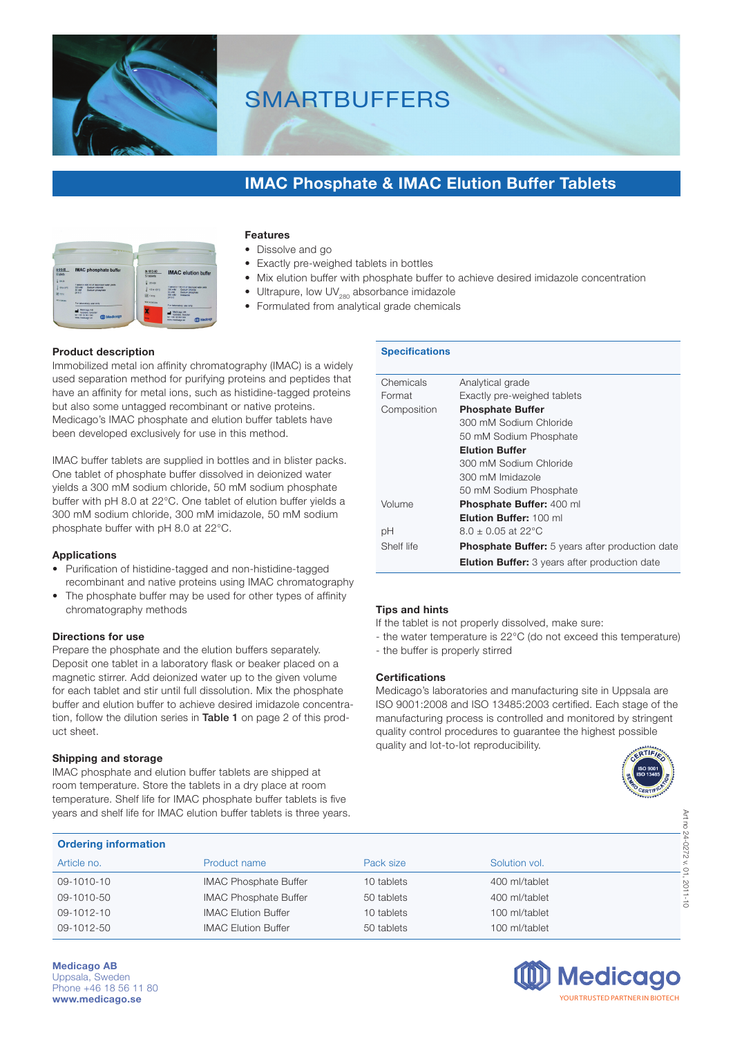# SMARTBUFFERS

## IMAC Phosphate & IMAC Elution Buffer Tablets

### Features

- Dissolve and go
- Exactly pre-weighed tablets in bottles
- Mix elution buffer with phosphate buffer to achieve desired imidazole concentration
- Ultrapure, low $UV_{280}$ absorbance imidazole
- Formulated from analytical grade chemicals

### Product description

Immobilized metal ion affinity chromatography (IMAC) is a widely used separation method for purifying proteins and peptides that have an affinity for metal ions, such as histidine-tagged proteins but also some untagged recombinant or native proteins. Medicago's IMAC phosphate and elution buffer tablets have been developed exclusively for use in this method.

IMAC buffer tablets are supplied in bottles and in blister packs. One tablet of phosphate buffer dissolved in deionized water yields a 300 mM sodium chloride, 50 mM sodium phosphate buffer with pH 8.0 at 22°C. One tablet of elution buffer yields a 300 mM sodium chloride, 300 mM imidazole, 50 mM sodium phosphate buffer with pH 8.0 at 22°C.

### Applications

- Purification of histidine-tagged and non-histidine-tagged recombinant and native proteins using IMAC chromatography
- The phosphate buffer may be used for other types of affinity chromatography methods

### Directions for use

Prepare the phosphate and the elution buffers separately. Deposit one tablet in a laboratory flask or beaker placed on a magnetic stirrer. Add deionized water up to the given volume for each tablet and stir until full dissolution. Mix the phosphate buffer and elution buffer to achieve desired imidazole concentration, follow the dilution series in **Table 1** on page 2 of this product sheet.

### Shipping and storage

IMAC phosphate and elution buffer tablets are shipped at room temperature. Store the tablets in a dry place at room temperature. Shelf life for IMAC phosphate buffer tablets is five years and shelf life for IMAC elution buffer tablets is three years.

### Specifications

| | |
|---|---|
| Chemicals | Analytical grade |
| Format | Exactly pre-weighed tablets |
| Composition | **Phosphate Buffer** |
| | 300 mM Sodium Chloride |
| | 50 mM Sodium Phosphate |
| | **Elution Buffer** |
| | 300 mM Sodium Chloride |
| | 300 mM Imidazole |
| | 50 mM Sodium Phosphate |
| Volume | **Phosphate Buffer:** 400 ml |
| | **Elution Buffer:** 100 ml |
| pH | 8.0 ± 0.05 at 22°C |
| Shelf life | **Phosphate Buffer:** 5 years after production date |
| | **Elution Buffer:** 3 years after production date |

### Tips and hints

If the tablet is not properly dissolved, make sure:
- the water temperature is 22°C (do not exceed this temperature)
- the buffer is properly stirred

### Certifications

Medicago's laboratories and manufacturing site in Uppsala are ISO 9001:2008 and ISO 13485:2003 certified. Each stage of the manufacturing process is controlled and monitored by stringent quality control procedures to guarantee the highest possible quality and lot-to-lot reproducibility.

### Ordering information

| Article no. | Product name | Pack size | Solution vol. |
|---|---|---|---|
| 09-1010-10 | IMAC Phosphate Buffer | 10 tablets | 400 ml/tablet |
| 09-1010-50 | IMAC Phosphate Buffer | 50 tablets | 400 ml/tablet |
| 09-1012-10 | IMAC Elution Buffer | 10 tablets | 100 ml/tablet |
| 09-1012-50 | IMAC Elution Buffer | 50 tablets | 100 ml/tablet |

Art no 24-0272 v. 01, 2011-10

**Medicago AB**
Uppsala, Sweden
Phone +46 18 56 11 80
**www.medicago.se**

Medicago
YOUR TRUSTED PARTNER IN BIOTECH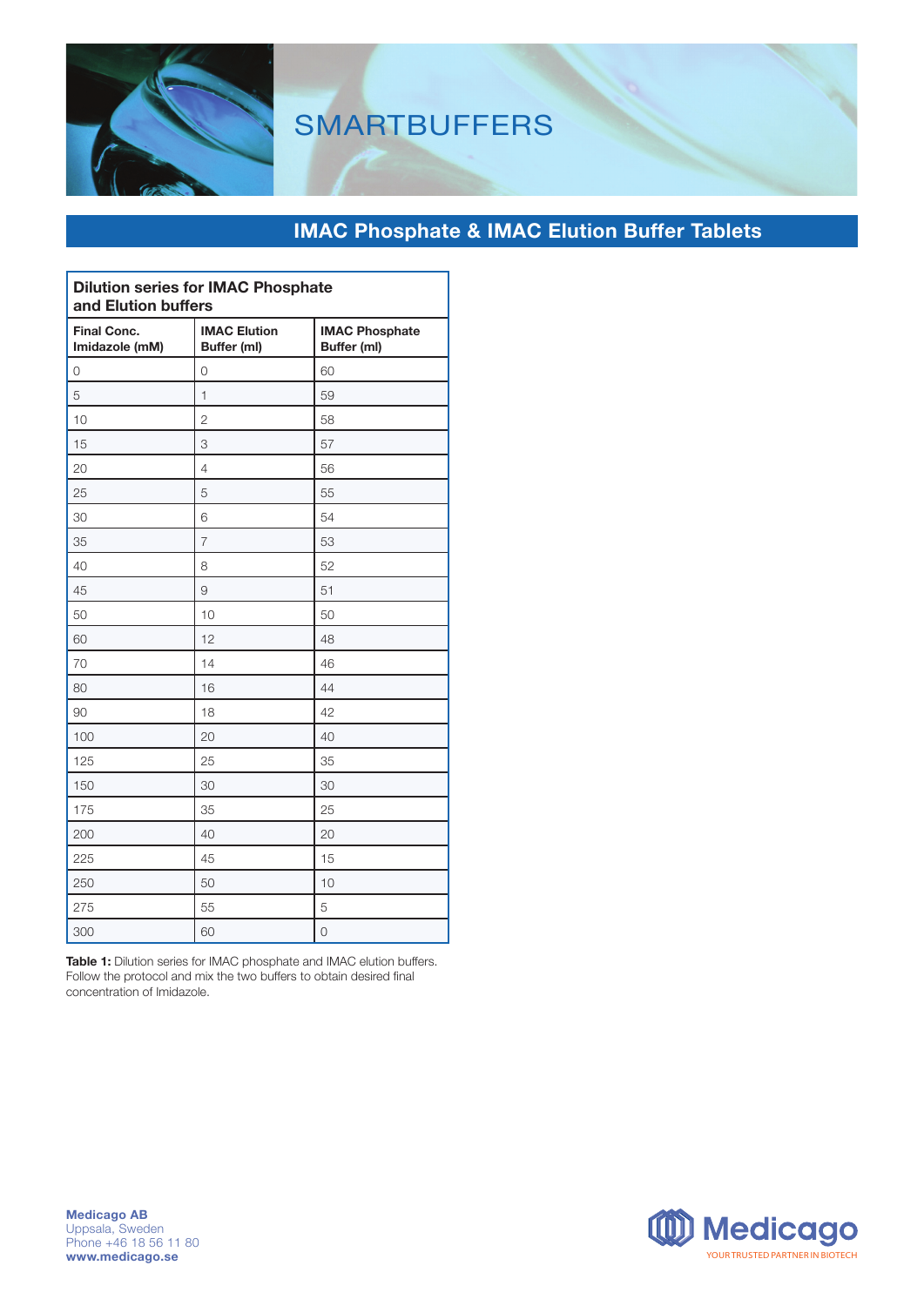# SMARTBUFFERS

## IMAC Phosphate & IMAC Elution Buffer Tablets

| Dilution series for IMAC Phosphate and Elution buffers | | |
|---|---|---|
| **Final Conc. Imidazole (mM)** | **IMAC Elution Buffer (ml)** | **IMAC Phosphate Buffer (ml)** |
| 0 | 0 | 60 |
| 5 | 1 | 59 |
| 10 | 2 | 58 |
| 15 | 3 | 57 |
| 20 | 4 | 56 |
| 25 | 5 | 55 |
| 30 | 6 | 54 |
| 35 | 7 | 53 |
| 40 | 8 | 52 |
| 45 | 9 | 51 |
| 50 | 10 | 50 |
| 60 | 12 | 48 |
| 70 | 14 | 46 |
| 80 | 16 | 44 |
| 90 | 18 | 42 |
| 100 | 20 | 40 |
| 125 | 25 | 35 |
| 150 | 30 | 30 |
| 175 | 35 | 25 |
| 200 | 40 | 20 |
| 225 | 45 | 15 |
| 250 | 50 | 10 |
| 275 | 55 | 5 |
| 300 | 60 | 0 |

**Table 1:** Dilution series for IMAC phosphate and IMAC elution buffers. Follow the protocol and mix the two buffers to obtain desired final concentration of Imidazole.

**Medicago AB**
Uppsala, Sweden
Phone +46 18 56 11 80
**www.medicago.se**

Medicago
YOUR TRUSTED PARTNER IN BIOTECH